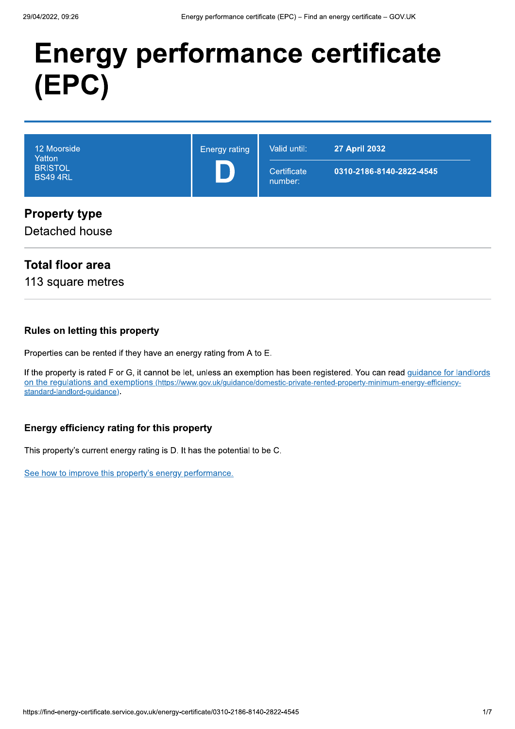# Energy performance certificate (EPC)

| 12 Moorside<br>Yatton<br>BRISTOL<br>BS49 4RL | Energy rating<br>**D** | Valid until: **27 April 2032**<br>Certificate number: **0310-2186-8140-2822-4545** |
| --- | --- | --- |

## Property type

Detached house

## Total floor area

113 square metres

### Rules on letting this property

Properties can be rented if they have an energy rating from A to E.

If the property is rated F or G, it cannot be let, unless an exemption has been registered. You can read [guidance for landlords on the regulations and exemptions](https://www.gov.uk/guidance/domestic-private-rented-property-minimum-energy-efficiency-standard-landlord-guidance) (https://www.gov.uk/guidance/domestic-private-rented-property-minimum-energy-efficiency-standard-landlord-guidance).

### Energy efficiency rating for this property

This property's current energy rating is D. It has the potential to be C.

See how to improve this property's energy performance.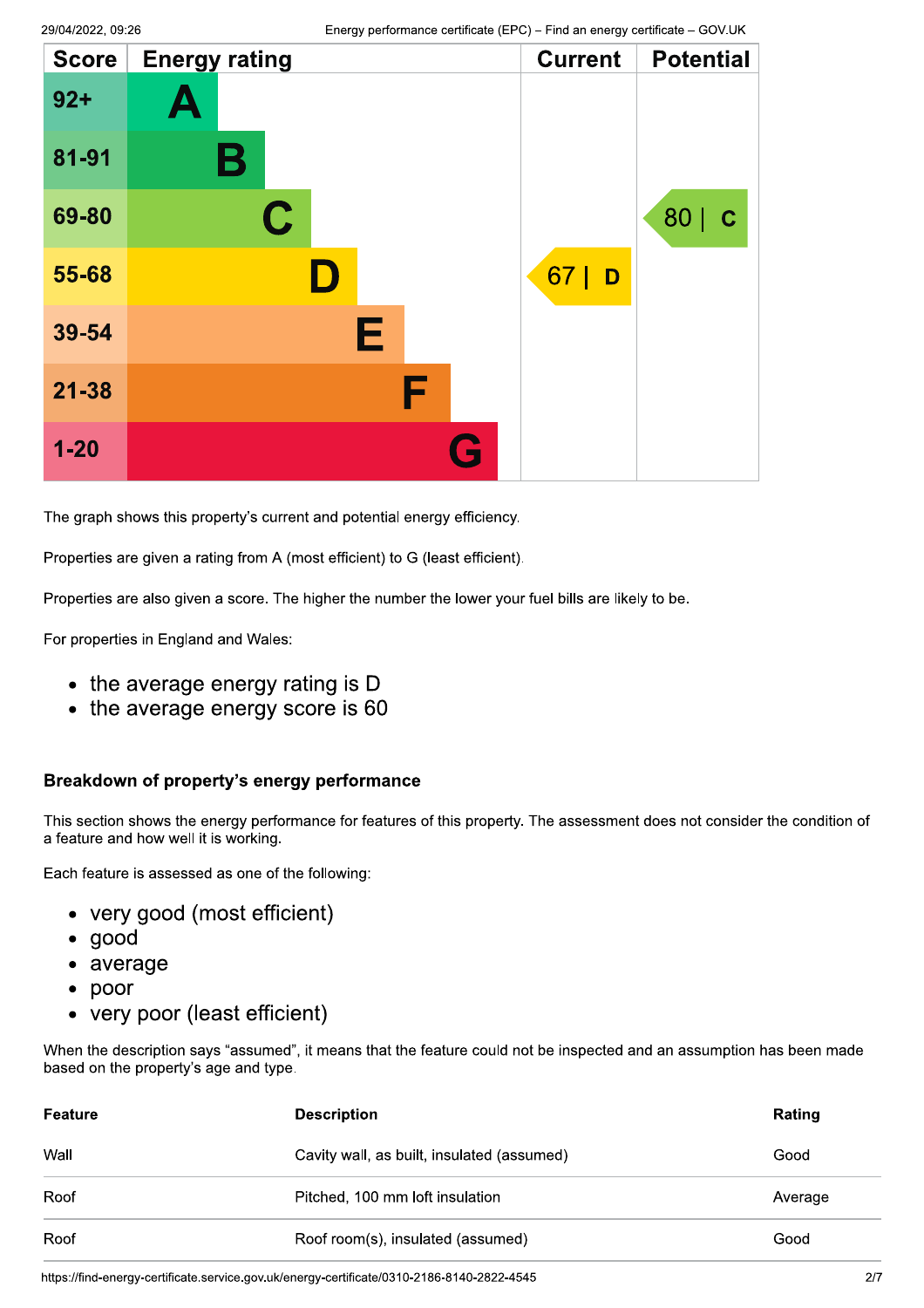| Score | Energy rating | Current | Potential |
|---|---|---|---|
| 92+ | A | | |
| 81-91 | B | | |
| 69-80 | C | | 80 \| C |
| 55-68 | D | 67 \| D | |
| 39-54 | E | | |
| 21-38 | F | | |
| 1-20 | G | | |

The graph shows this property's current and potential energy efficiency.

Properties are given a rating from A (most efficient) to G (least efficient).

Properties are also given a score. The higher the number the lower your fuel bills are likely to be.

For properties in England and Wales:

- the average energy rating is D
- the average energy score is 60

### Breakdown of property's energy performance

This section shows the energy performance for features of this property. The assessment does not consider the condition of a feature and how well it is working.

Each feature is assessed as one of the following:

- very good (most efficient)
- good
- average
- poor
- very poor (least efficient)

When the description says "assumed", it means that the feature could not be inspected and an assumption has been made based on the property's age and type.

| Feature | Description | Rating |
|---|---|---|
| Wall | Cavity wall, as built, insulated (assumed) | Good |
| Roof | Pitched, 100 mm loft insulation | Average |
| Roof | Roof room(s), insulated (assumed) | Good |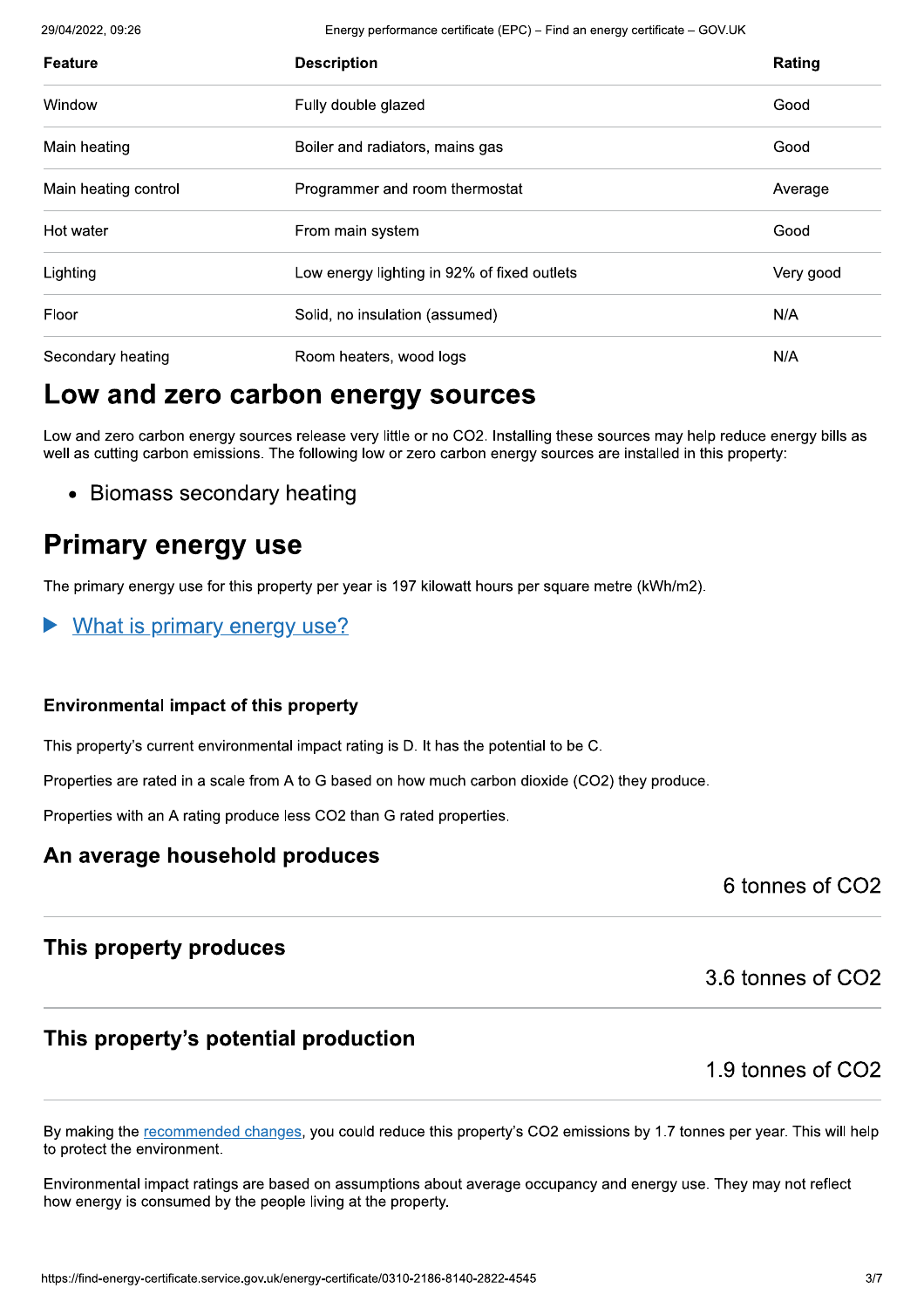| Feature | Description | Rating |
| --- | --- | --- |
| Window | Fully double glazed | Good |
| Main heating | Boiler and radiators, mains gas | Good |
| Main heating control | Programmer and room thermostat | Average |
| Hot water | From main system | Good |
| Lighting | Low energy lighting in 92% of fixed outlets | Very good |
| Floor | Solid, no insulation (assumed) | N/A |
| Secondary heating | Room heaters, wood logs | N/A |

## Low and zero carbon energy sources

Low and zero carbon energy sources release very little or no $CO_2$. Installing these sources may help reduce energy bills as well as cutting carbon emissions. The following low or zero carbon energy sources are installed in this property:

- Biomass secondary heating

## Primary energy use

The primary energy use for this property per year is 197 kilowatt hours per square metre (kWh/m2).

▶ What is primary energy use?

### Environmental impact of this property

This property's current environmental impact rating is D. It has the potential to be C.

Properties are rated in a scale from A to G based on how much carbon dioxide ($CO_2$) they produce.

Properties with an A rating produce less $CO_2$ than G rated properties.

### An average household produces

6 tonnes of $CO_2$

### This property produces

3.6 tonnes of $CO_2$

### This property's potential production

1.9 tonnes of $CO_2$

By making the recommended changes, you could reduce this property's $CO_2$ emissions by 1.7 tonnes per year. This will help to protect the environment.

Environmental impact ratings are based on assumptions about average occupancy and energy use. They may not reflect how energy is consumed by the people living at the property.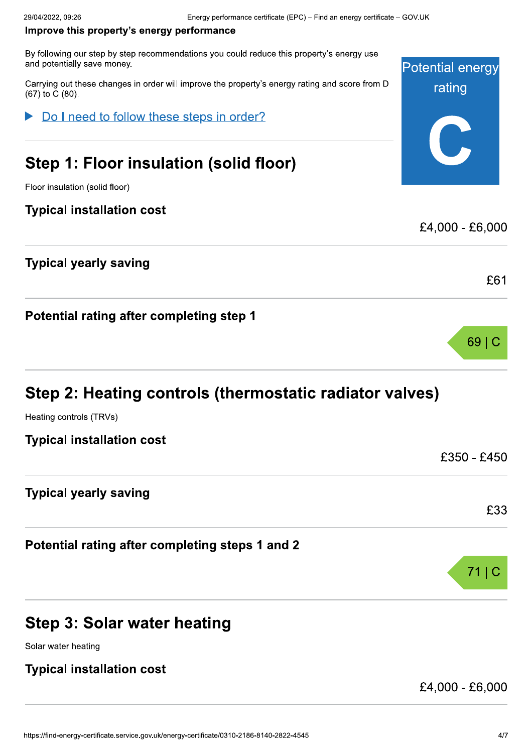**Improve this property's energy performance**

By following our step by step recommendations you could reduce this property's energy use and potentially save money.

Carrying out these changes in order will improve the property's energy rating and score from D (67) to C (80).

Potential energy rating

**C**

▶ Do I need to follow these steps in order?

## Step 1: Floor insulation (solid floor)

Floor insulation (solid floor)

### Typical installation cost

£4,000 - £6,000

### Typical yearly saving

£61

### Potential rating after completing step 1

69 | C

## Step 2: Heating controls (thermostatic radiator valves)

Heating controls (TRVs)

### Typical installation cost

£350 - £450

### Typical yearly saving

£33

### Potential rating after completing steps 1 and 2

71 | C

## Step 3: Solar water heating

Solar water heating

### Typical installation cost

£4,000 - £6,000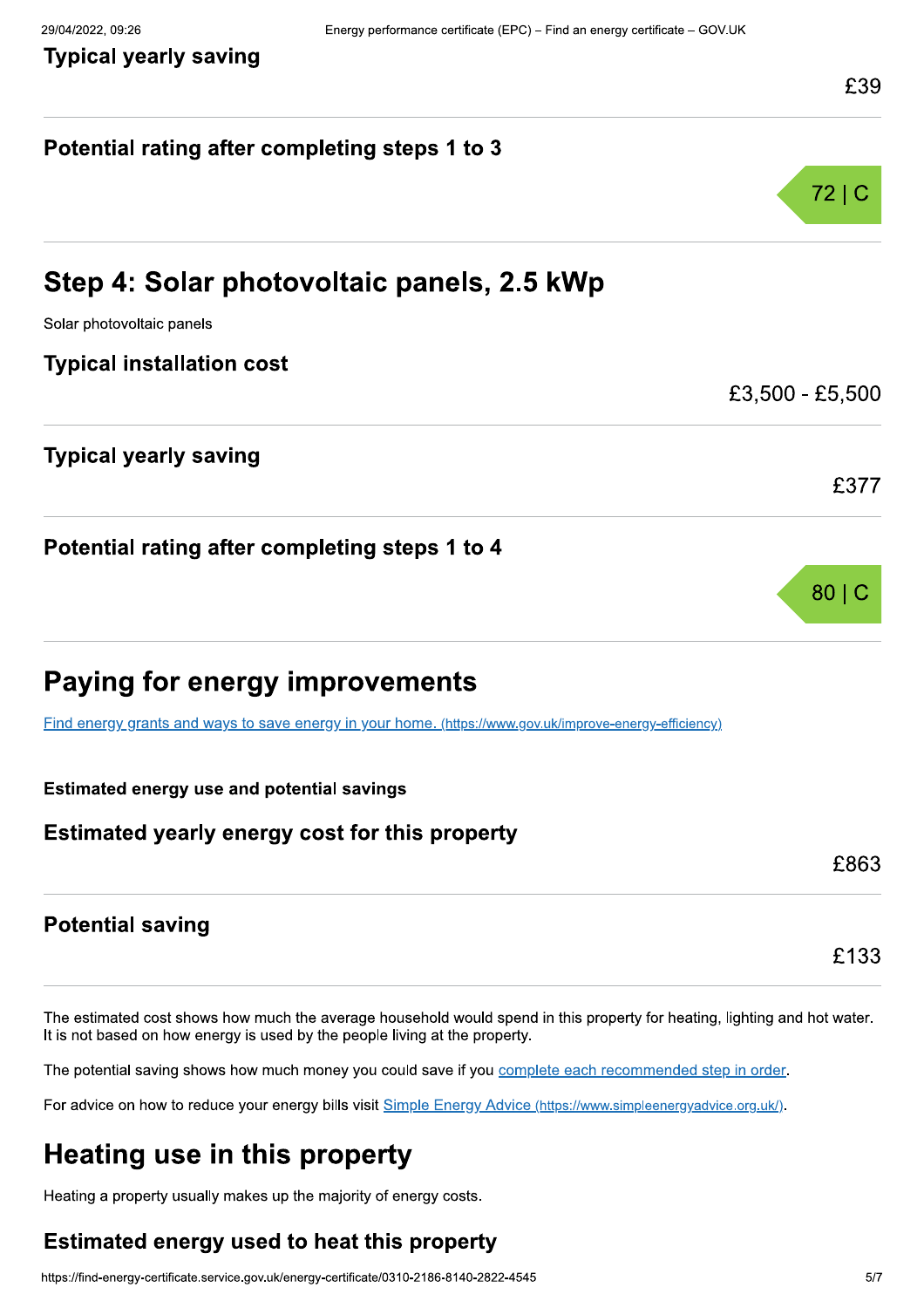### Typical yearly saving

£39

### Potential rating after completing steps 1 to 3

72 | C

## Step 4: Solar photovoltaic panels, 2.5 kWp

Solar photovoltaic panels

### Typical installation cost

£3,500 - £5,500

### Typical yearly saving

£377

### Potential rating after completing steps 1 to 4

80 | C

## Paying for energy improvements

[Find energy grants and ways to save energy in your home. (https://www.gov.uk/improve-energy-efficiency)](https://www.gov.uk/improve-energy-efficiency)

**Estimated energy use and potential savings**

### Estimated yearly energy cost for this property

£863

### Potential saving

£133

The estimated cost shows how much the average household would spend in this property for heating, lighting and hot water. It is not based on how energy is used by the people living at the property.

The potential saving shows how much money you could save if you complete each recommended step in order.

For advice on how to reduce your energy bills visit [Simple Energy Advice (https://www.simpleenergyadvice.org.uk/)](https://www.simpleenergyadvice.org.uk/).

## Heating use in this property

Heating a property usually makes up the majority of energy costs.

### Estimated energy used to heat this property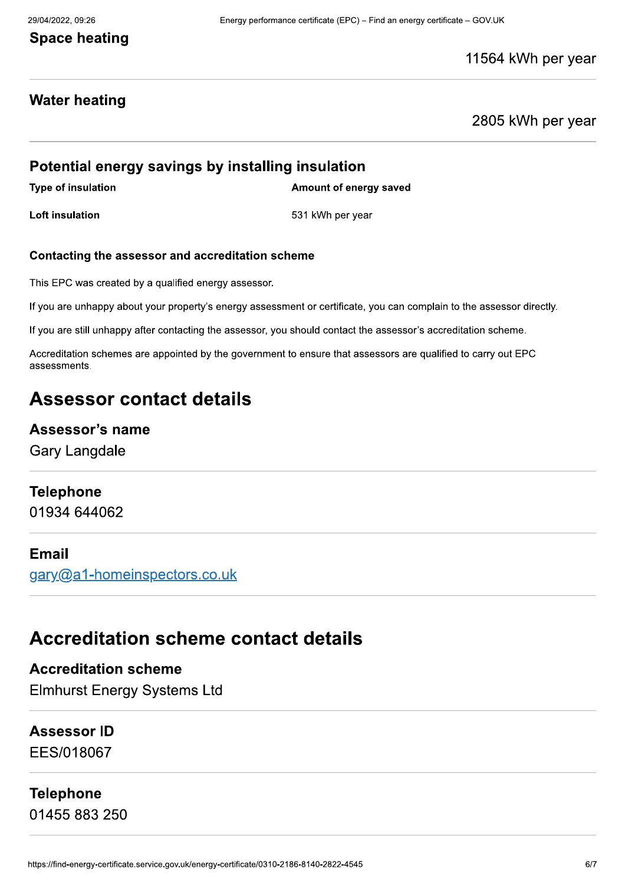### Space heating

11564 kWh per year

### Water heating

2805 kWh per year

### Potential energy savings by installing insulation

| Type of insulation | Amount of energy saved |
| --- | --- |
| **Loft insulation** | 531 kWh per year |

#### Contacting the assessor and accreditation scheme

This EPC was created by a qualified energy assessor.

If you are unhappy about your property's energy assessment or certificate, you can complain to the assessor directly.

If you are still unhappy after contacting the assessor, you should contact the assessor's accreditation scheme.

Accreditation schemes are appointed by the government to ensure that assessors are qualified to carry out EPC assessments.

## Assessor contact details

### Assessor's name

Gary Langdale

### Telephone

01934 644062

### Email

gary@a1-homeinspectors.co.uk

## Accreditation scheme contact details

### Accreditation scheme

Elmhurst Energy Systems Ltd

### Assessor ID

EES/018067

### Telephone

01455 883 250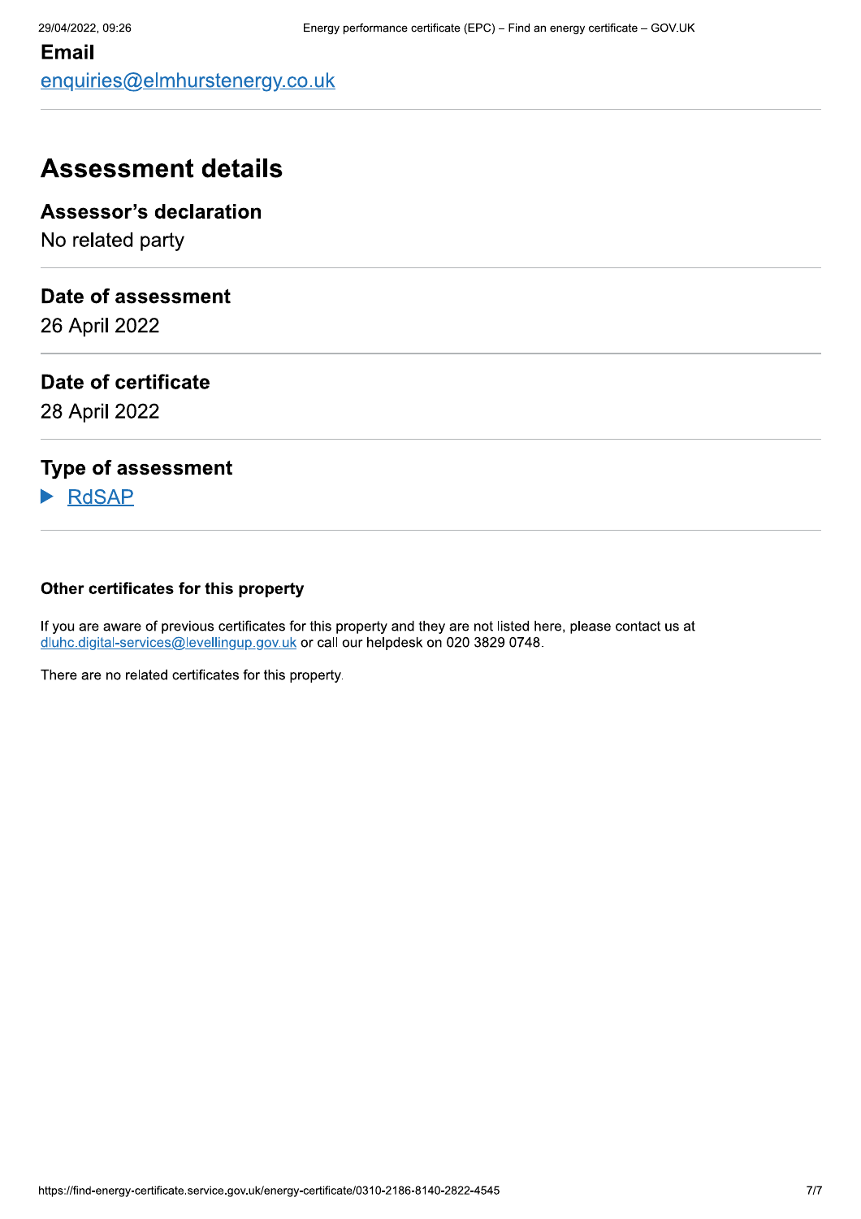### Email

enquiries@elmhurstenergy.co.uk

## Assessment details

### Assessor's declaration

No related party

### Date of assessment

26 April 2022

### Date of certificate

28 April 2022

### Type of assessment

▶ RdSAP

#### Other certificates for this property

If you are aware of previous certificates for this property and they are not listed here, please contact us at dluhc.digital-services@levellingup.gov.uk or call our helpdesk on 020 3829 0748.

There are no related certificates for this property.